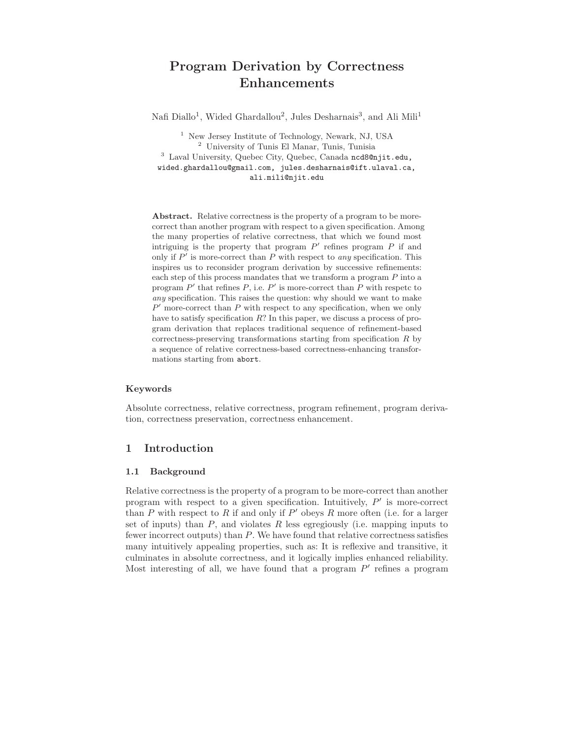# Program Derivation by Correctness Enhancements

Nafi Diallo[1], Wided Ghardallou[2], Jules Desharnais[3], and Ali Mili[1]

[1] New Jersey Institute of Technology, Newark, NJ, USA
[2] University of Tunis El Manar, Tunis, Tunisia
[3] Laval University, Quebec City, Quebec, Canada ncd8@njit.edu, wided.ghardallou@gmail.com, jules.desharnais@ift.ulaval.ca, ali.mili@njit.edu

**Abstract.** Relative correctness is the property of a program to be more-correct than another program with respect to a given specification. Among the many properties of relative correctness, that which we found most intriguing is the property that program $P'$ refines program $P$ if and only if $P'$ is more-correct than $P$ with respect to *any* specification. This inspires us to reconsider program derivation by successive refinements: each step of this process mandates that we transform a program $P$ into a program $P'$ that refines $P$, i.e. $P'$ is more-correct than $P$ with respetc to *any* specification. This raises the question: why should we want to make $P'$ more-correct than $P$ with respect to any specification, when we only have to satisfy specification $R$? In this paper, we discuss a process of program derivation that replaces traditional sequence of refinement-based correctness-preserving transformations starting from specification $R$ by a sequence of relative correctness-based correctness-enhancing transformations starting from `abort`.

### Keywords

Absolute correctness, relative correctness, program refinement, program derivation, correctness preservation, correctness enhancement.

## 1 Introduction

### 1.1 Background

Relative correctness is the property of a program to be more-correct than another program with respect to a given specification. Intuitively, $P'$ is more-correct than $P$ with respect to $R$ if and only if $P'$ obeys $R$ more often (i.e. for a larger set of inputs) than $P$, and violates $R$ less egregiously (i.e. mapping inputs to fewer incorrect outputs) than $P$. We have found that relative correctness satisfies many intuitively appealing properties, such as: It is reflexive and transitive, it culminates in absolute correctness, and it logically implies enhanced reliability. Most interesting of all, we have found that a program $P'$ refines a program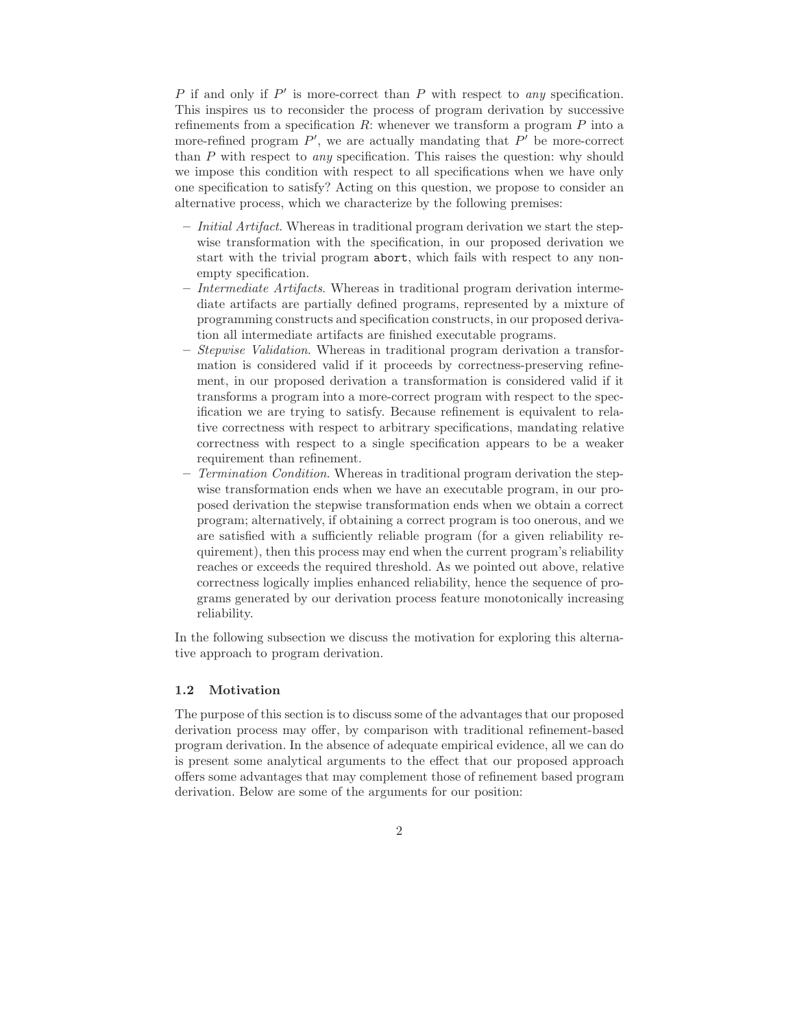$P$ if and only if $P'$ is more-correct than $P$ with respect to *any* specification. This inspires us to reconsider the process of program derivation by successive refinements from a specification $R$: whenever we transform a program $P$ into a more-refined program $P'$, we are actually mandating that $P'$ be more-correct than $P$ with respect to *any* specification. This raises the question: why should we impose this condition with respect to all specifications when we have only one specification to satisfy? Acting on this question, we propose to consider an alternative process, which we characterize by the following premises:

- *Initial Artifact*. Whereas in traditional program derivation we start the stepwise transformation with the specification, in our proposed derivation we start with the trivial program `abort`, which fails with respect to any non-empty specification.
- *Intermediate Artifacts*. Whereas in traditional program derivation intermediate artifacts are partially defined programs, represented by a mixture of programming constructs and specification constructs, in our proposed derivation all intermediate artifacts are finished executable programs.
- *Stepwise Validation*. Whereas in traditional program derivation a transformation is considered valid if it proceeds by correctness-preserving refinement, in our proposed derivation a transformation is considered valid if it transforms a program into a more-correct program with respect to the specification we are trying to satisfy. Because refinement is equivalent to relative correctness with respect to arbitrary specifications, mandating relative correctness with respect to a single specification appears to be a weaker requirement than refinement.
- *Termination Condition*. Whereas in traditional program derivation the stepwise transformation ends when we have an executable program, in our proposed derivation the stepwise transformation ends when we obtain a correct program; alternatively, if obtaining a correct program is too onerous, and we are satisfied with a sufficiently reliable program (for a given reliability requirement), then this process may end when the current program's reliability reaches or exceeds the required threshold. As we pointed out above, relative correctness logically implies enhanced reliability, hence the sequence of programs generated by our derivation process feature monotonically increasing reliability.

In the following subsection we discuss the motivation for exploring this alternative approach to program derivation.

### 1.2 Motivation

The purpose of this section is to discuss some of the advantages that our proposed derivation process may offer, by comparison with traditional refinement-based program derivation. In the absence of adequate empirical evidence, all we can do is present some analytical arguments to the effect that our proposed approach offers some advantages that may complement those of refinement based program derivation. Below are some of the arguments for our position: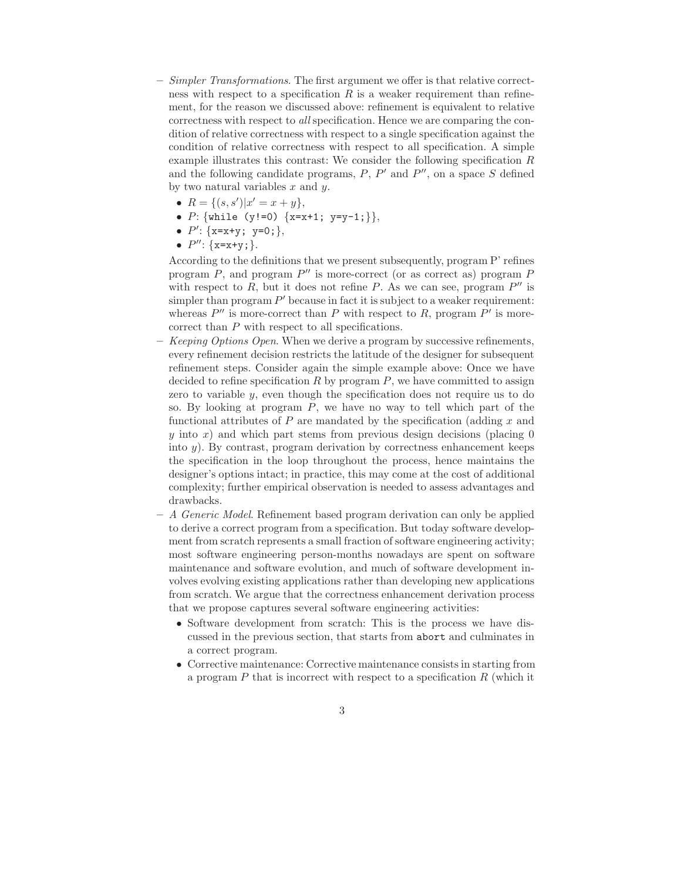- *Simpler Transformations*. The first argument we offer is that relative correctness with respect to a specification $R$ is a weaker requirement than refinement, for the reason we discussed above: refinement is equivalent to relative correctness with respect to *all* specification. Hence we are comparing the condition of relative correctness with respect to a single specification against the condition of relative correctness with respect to all specification. A simple example illustrates this contrast: We consider the following specification $R$ and the following candidate programs, $P$, $P'$ and $P''$, on a space $S$ defined by two natural variables $x$ and $y$.
  - $R = \{(s, s')|x' = x + y\}$,
  - $P$: {`while (y!=0) {x=x+1; y=y-1;}`},
  - $P'$: {`x=x+y; y=0;`},
  - $P''$: {`x=x+y;`}.

  According to the definitions that we present subsequently, program P' refines program $P$, and program $P''$ is more-correct (or as correct as) program $P$ with respect to $R$, but it does not refine $P$. As we can see, program $P''$ is simpler than program $P'$ because in fact it is subject to a weaker requirement: whereas $P''$ is more-correct than $P$ with respect to $R$, program $P'$ is more-correct than $P$ with respect to all specifications.
- *Keeping Options Open*. When we derive a program by successive refinements, every refinement decision restricts the latitude of the designer for subsequent refinement steps. Consider again the simple example above: Once we have decided to refine specification $R$ by program $P$, we have committed to assign zero to variable $y$, even though the specification does not require us to do so. By looking at program $P$, we have no way to tell which part of the functional attributes of $P$ are mandated by the specification (adding $x$ and $y$ into $x$) and which part stems from previous design decisions (placing 0 into $y$). By contrast, program derivation by correctness enhancement keeps the specification in the loop throughout the process, hence maintains the designer's options intact; in practice, this may come at the cost of additional complexity; further empirical observation is needed to assess advantages and drawbacks.
- *A Generic Model*. Refinement based program derivation can only be applied to derive a correct program from a specification. But today software development from scratch represents a small fraction of software engineering activity; most software engineering person-months nowadays are spent on software maintenance and software evolution, and much of software development involves evolving existing applications rather than developing new applications from scratch. We argue that the correctness enhancement derivation process that we propose captures several software engineering activities:
  - Software development from scratch: This is the process we have discussed in the previous section, that starts from `abort` and culminates in a correct program.
  - Corrective maintenance: Corrective maintenance consists in starting from a program $P$ that is incorrect with respect to a specification $R$ (which it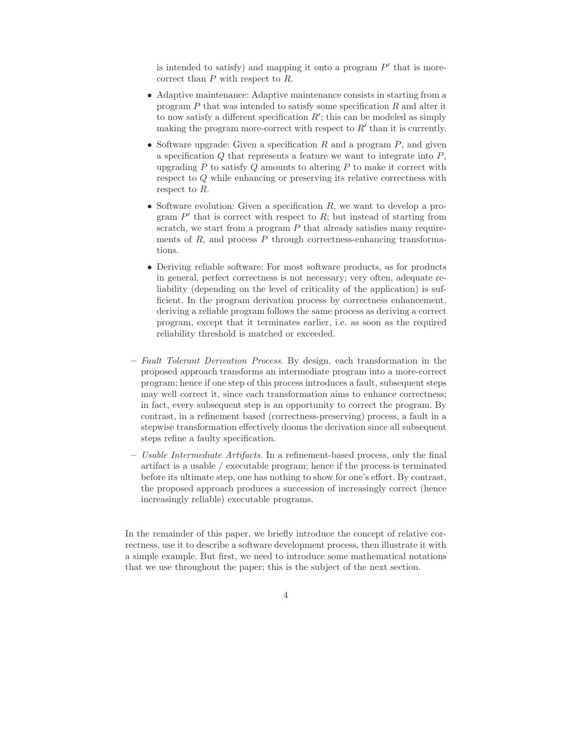is intended to satisfy) and mapping it onto a program $P'$ that is more-correct than $P$ with respect to $R$.

  - Adaptive maintenance: Adaptive maintenance consists in starting from a program $P$ that was intended to satisfy some specification $R$ and alter it to now satisfy a different specification $R'$; this can be modeled as simply making the program more-correct with respect to $R'$ than it is currently.
  - Software upgrade: Given a specification $R$ and a program $P$, and given a specification $Q$ that represents a feature we want to integrate into $P$, upgrading $P$ to satisfy $Q$ amounts to altering $P$ to make it correct with respect to $Q$ while enhancing or preserving its relative correctness with respect to $R$.
  - Software evolution: Given a specification $R$, we want to develop a program $P'$ that is correct with respect to $R$; but instead of starting from scratch, we start from a program $P$ that already satisfies many requirements of $R$, and process $P$ through correctness-enhancing transformations.
  - Deriving reliable software: For most software products, as for products in general, perfect correctness is not necessary; very often, adequate reliability (depending on the level of criticality of the application) is sufficient. In the program derivation process by correctness enhancement, deriving a reliable program follows the same process as deriving a correct program, except that it terminates earlier, i.e. as soon as the required reliability threshold is matched or exceeded.

- *Fault Tolerant Derivation Process*. By design, each transformation in the proposed approach transforms an intermediate program into a more-correct program; hence if one step of this process introduces a fault, subsequent steps may well correct it, since each transformation aims to enhance correctness; in fact, every subsequent step is an opportunity to correct the program. By contrast, in a refinement based (correctness-preserving) process, a fault in a stepwise transformation effectively dooms the derivation since all subsequent steps refine a faulty specification.
- *Usable Intermediate Artifacts*. In a refinement-based process, only the final artifact is a usable / executable program; hence if the process is terminated before its ultimate step, one has nothing to show for one's effort. By contrast, the proposed approach produces a succession of increasingly correct (hence increasingly reliable) executable programs.

In the remainder of this paper, we briefly introduce the concept of relative correctness, use it to describe a software development process, then illustrate it with a simple example. But first, we need to introduce some mathematical notations that we use throughout the paper; this is the subject of the next section.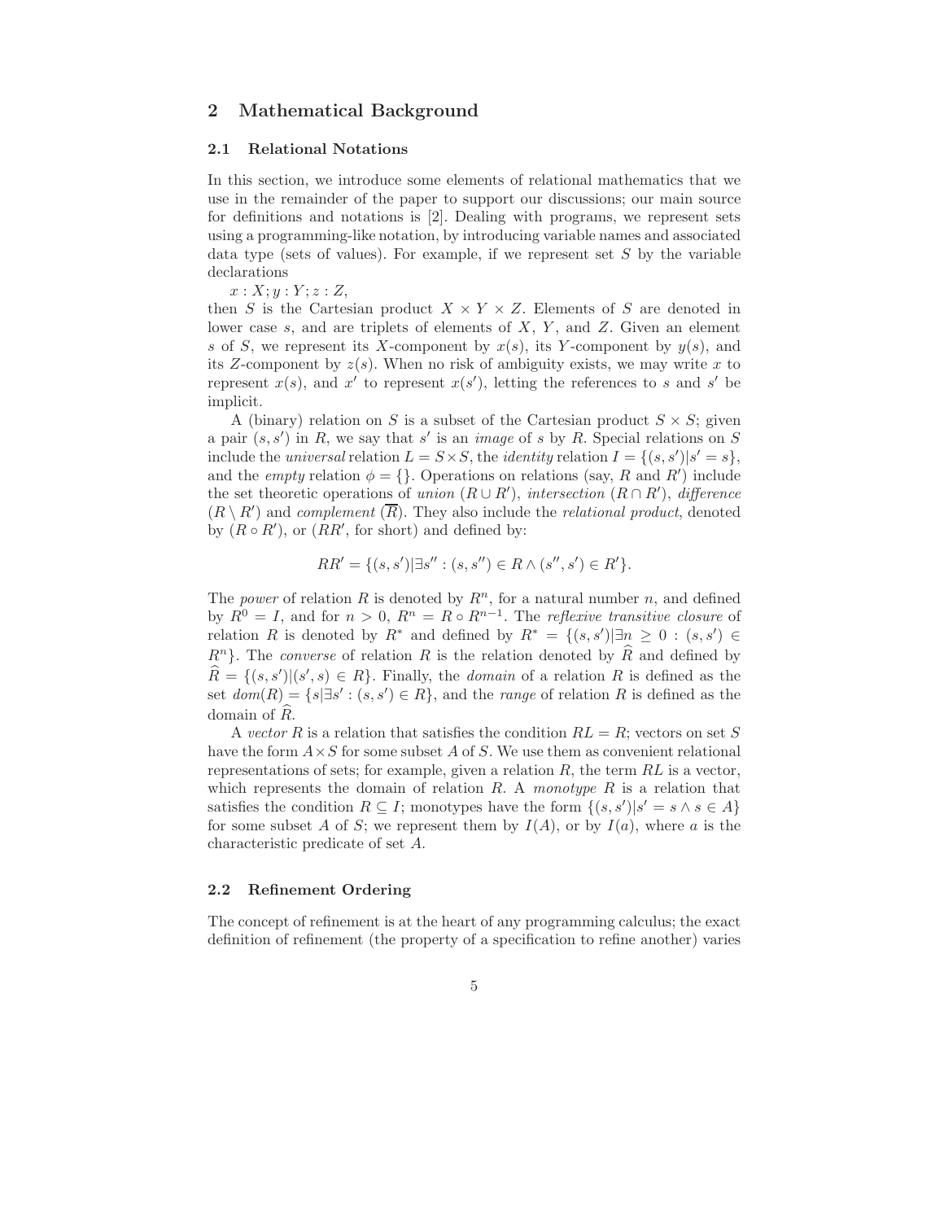## 2 Mathematical Background

### 2.1 Relational Notations

In this section, we introduce some elements of relational mathematics that we use in the remainder of the paper to support our discussions; our main source for definitions and notations is [2]. Dealing with programs, we represent sets using a programming-like notation, by introducing variable names and associated data type (sets of values). For example, if we represent set $S$ by the variable declarations

$x : X; y : Y; z : Z,$

then $S$ is the Cartesian product $X \times Y \times Z$. Elements of $S$ are denoted in lower case $s$, and are triplets of elements of $X$, $Y$, and $Z$. Given an element $s$ of $S$, we represent its $X$-component by $x(s)$, its $Y$-component by $y(s)$, and its $Z$-component by $z(s)$. When no risk of ambiguity exists, we may write $x$ to represent $x(s)$, and $x'$ to represent $x(s')$, letting the references to $s$ and $s'$ be implicit.

A (binary) relation on $S$ is a subset of the Cartesian product $S \times S$; given a pair $(s, s')$ in $R$, we say that $s'$ is an *image* of $s$ by $R$. Special relations on $S$ include the *universal* relation $L = S \times S$, the *identity* relation $I = \{(s, s')|s' = s\}$, and the *empty* relation $\phi = \{\}$. Operations on relations (say, $R$ and $R'$) include the set theoretic operations of *union* ($R \cup R'$), *intersection* ($R \cap R'$), *difference* ($R \setminus R'$) and *complement* ($\overline{R}$). They also include the *relational product*, denoted by ($R \circ R'$), or ($RR'$, for short) and defined by:

$$RR' = \{(s, s')|\exists s'' : (s, s'') \in R \wedge (s'', s') \in R'\}.$$

The *power* of relation $R$ is denoted by $R^n$, for a natural number $n$, and defined by $R^0 = I$, and for $n > 0$, $R^n = R \circ R^{n-1}$. The *reflexive transitive closure* of relation $R$ is denoted by $R^*$ and defined by $R^* = \{(s, s')|\exists n \geq 0 : (s, s') \in R^n\}$. The *converse* of relation $R$ is the relation denoted by $\widehat{R}$ and defined by $\widehat{R} = \{(s, s')|(s', s) \in R\}$. Finally, the *domain* of a relation $R$ is defined as the set $dom(R) = \{s|\exists s' : (s, s') \in R\}$, and the *range* of relation $R$ is defined as the domain of $\widehat{R}$.

A *vector* $R$ is a relation that satisfies the condition $RL = R$; vectors on set $S$ have the form $A \times S$ for some subset $A$ of $S$. We use them as convenient relational representations of sets; for example, given a relation $R$, the term $RL$ is a vector, which represents the domain of relation $R$. A *monotype* $R$ is a relation that satisfies the condition $R \subseteq I$; monotypes have the form $\{(s, s')|s' = s \wedge s \in A\}$ for some subset $A$ of $S$; we represent them by $I(A)$, or by $I(a)$, where $a$ is the characteristic predicate of set $A$.

### 2.2 Refinement Ordering

The concept of refinement is at the heart of any programming calculus; the exact definition of refinement (the property of a specification to refine another) varies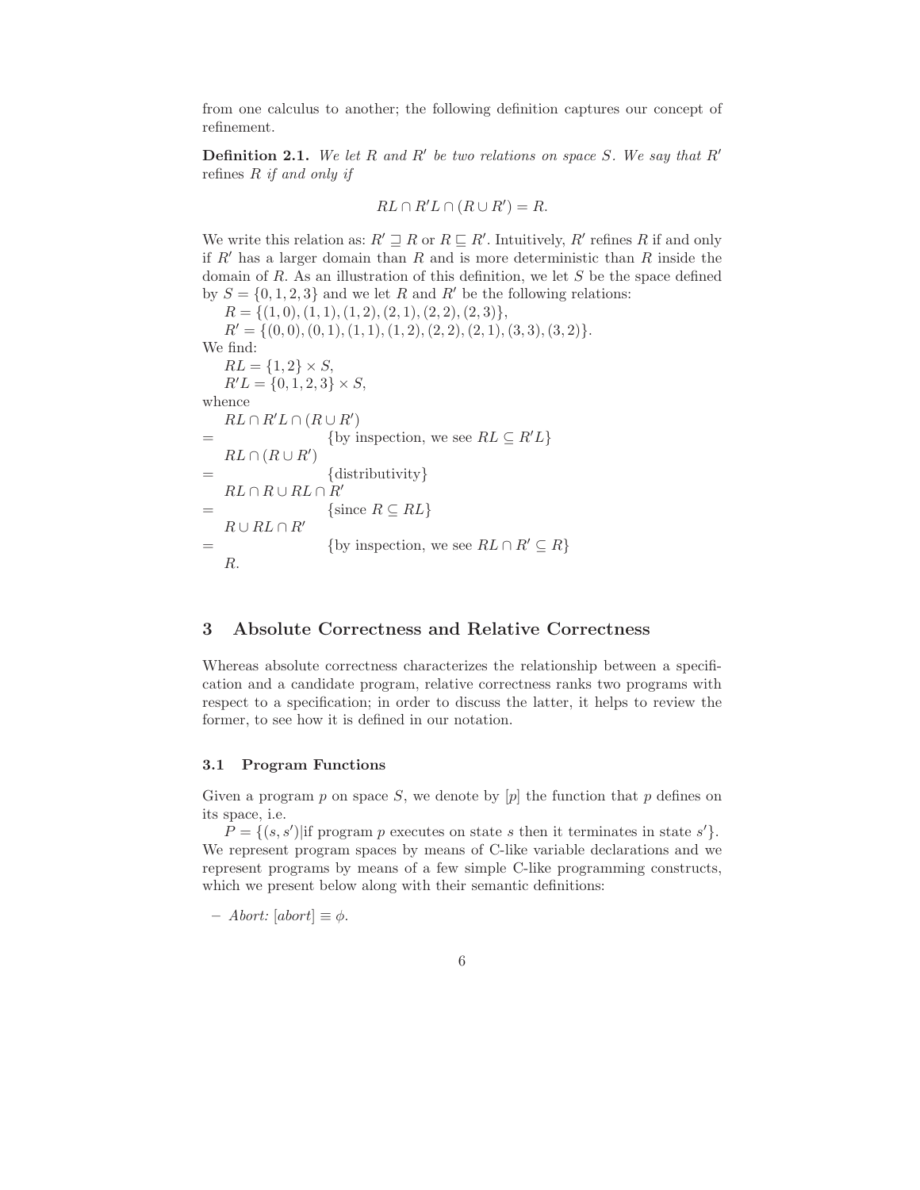from one calculus to another; the following definition captures our concept of refinement.

**Definition 2.1.** *We let $R$ and $R'$ be two relations on space $S$. We say that $R'$* refines *$R$ if and only if*

$$RL \cap R'L \cap (R \cup R') = R.$$

We write this relation as: $R' \sqsupseteq R$ or $R \sqsubseteq R'$. Intuitively, $R'$ refines $R$ if and only if $R'$ has a larger domain than $R$ and is more deterministic than $R$ inside the domain of $R$. As an illustration of this definition, we let $S$ be the space defined by $S = \{0, 1, 2, 3\}$ and we let $R$ and $R'$ be the following relations:

$R = \{(1, 0), (1, 1), (1, 2), (2, 1), (2, 2), (2, 3)\}$,

$R' = \{(0, 0), (0, 1), (1, 1), (1, 2), (2, 2), (2, 1), (3, 3), (3, 2)\}$.

We find:

$RL = \{1, 2\} \times S$,

$R'L = \{0, 1, 2, 3\} \times S$,

whence

$RL \cap R'L \cap (R \cup R')$

$=$ {by inspection, we see $RL \subseteq R'L$}

$RL \cap (R \cup R')$

$=$ {distributivity}

$RL \cap R \cup RL \cap R'$

$=$ {since $R \subseteq RL$}

$R \cup RL \cap R'$

$=$ {by inspection, we see $RL \cap R' \subseteq R$}

$R$.

## 3 Absolute Correctness and Relative Correctness

Whereas absolute correctness characterizes the relationship between a specification and a candidate program, relative correctness ranks two programs with respect to a specification; in order to discuss the latter, it helps to review the former, to see how it is defined in our notation.

### 3.1 Program Functions

Given a program $p$ on space $S$, we denote by $[p]$ the function that $p$ defines on its space, i.e.

$P = \{(s, s') | \text{if program } p \text{ executes on state } s \text{ then it terminates in state } s'\}$.

We represent program spaces by means of C-like variable declarations and we represent programs by means of a few simple C-like programming constructs, which we present below along with their semantic definitions:

- *Abort:* $[abort] \equiv \phi$.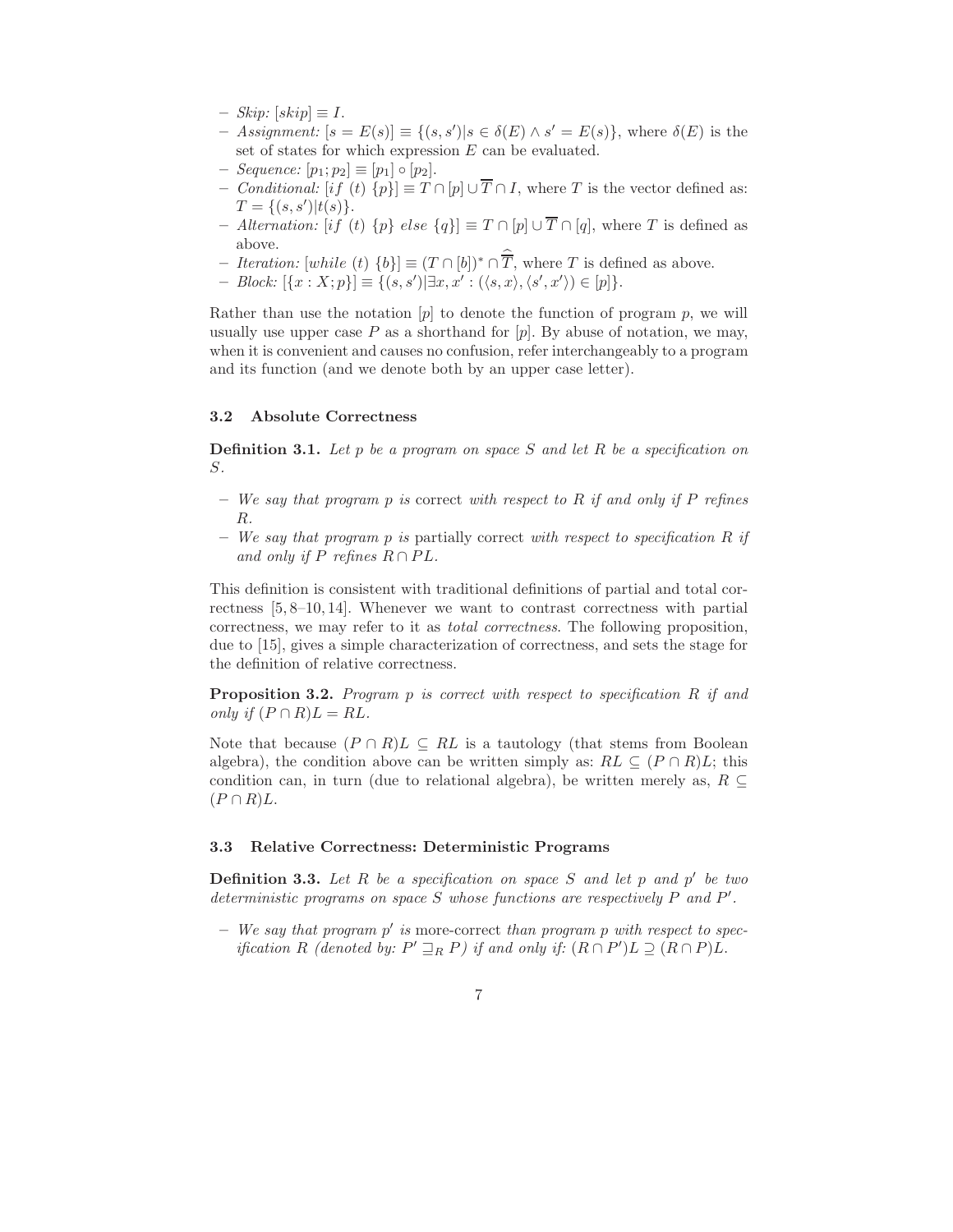- *Skip:* $[skip] \equiv I$.
- *Assignment:* $[s = E(s)] \equiv \{(s, s')|s \in \delta(E) \wedge s' = E(s)\}$, where $\delta(E)$ is the set of states for which expression $E$ can be evaluated.
- *Sequence:* $[p_1; p_2] \equiv [p_1] \circ [p_2]$.
- *Conditional:* $[if\ (t)\ \{p\}] \equiv T \cap [p] \cup \overline{T} \cap I$, where $T$ is the vector defined as: $T = \{(s, s')|t(s)\}$.
- *Alternation:* $[if\ (t)\ \{p\}\ else\ \{q\}] \equiv T \cap [p] \cup \overline{T} \cap [q]$, where $T$ is defined as above.
- *Iteration:* $[while\ (t)\ \{b\}] \equiv (T \cap [b])^* \cap \widehat{\overline{T}}$, where $T$ is defined as above.
- *Block:* $[\{x : X; p\}] \equiv \{(s, s')|\exists x, x' : (\langle s, x\rangle, \langle s', x'\rangle) \in [p]\}$.

Rather than use the notation $[p]$ to denote the function of program $p$, we will usually use upper case $P$ as a shorthand for $[p]$. By abuse of notation, we may, when it is convenient and causes no confusion, refer interchangeably to a program and its function (and we denote both by an upper case letter).

### 3.2 Absolute Correctness

**Definition 3.1.** *Let $p$ be a program on space $S$ and let $R$ be a specification on $S$.*

- *We say that program $p$ is* correct *with respect to $R$ if and only if $P$ refines $R$.*
- *We say that program $p$ is* partially correct *with respect to specification $R$ if and only if $P$ refines $R \cap PL$.*

This definition is consistent with traditional definitions of partial and total correctness [5, 8–10, 14]. Whenever we want to contrast correctness with partial correctness, we may refer to it as *total correctness*. The following proposition, due to [15], gives a simple characterization of correctness, and sets the stage for the definition of relative correctness.

**Proposition 3.2.** *Program $p$ is correct with respect to specification $R$ if and only if $(P \cap R)L = RL$.*

Note that because $(P \cap R)L \subseteq RL$ is a tautology (that stems from Boolean algebra), the condition above can be written simply as: $RL \subseteq (P \cap R)L$; this condition can, in turn (due to relational algebra), be written merely as, $R \subseteq (P \cap R)L$.

### 3.3 Relative Correctness: Deterministic Programs

**Definition 3.3.** *Let $R$ be a specification on space $S$ and let $p$ and $p'$ be two deterministic programs on space $S$ whose functions are respectively $P$ and $P'$.*

- *We say that program $p'$ is* more-correct *than program $p$ with respect to specification $R$ (denoted by: $P' \sqsupseteq_R P$) if and only if: $(R \cap P')L \supseteq (R \cap P)L$.*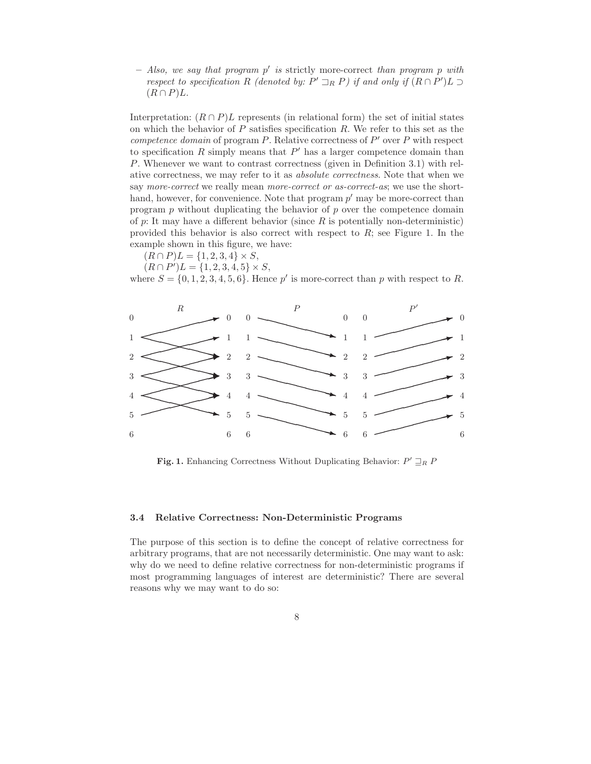– *Also, we say that program $p'$ is* strictly more-correct *than program $p$ with respect to specification $R$ (denoted by: $P' \sqsupset_R P$) if and only if $(R \cap P')L \supset (R \cap P)L$.*

Interpretation: $(R \cap P)L$ represents (in relational form) the set of initial states on which the behavior of $P$ satisfies specification $R$. We refer to this set as the *competence domain* of program $P$. Relative correctness of $P'$ over $P$ with respect to specification $R$ simply means that $P'$ has a larger competence domain than $P$. Whenever we want to contrast correctness (given in Definition 3.1) with relative correctness, we may refer to it as *absolute correctness*. Note that when we say *more-correct* we really mean *more-correct or as-correct-as*; we use the shorthand, however, for convenience. Note that program $p'$ may be more-correct than program $p$ without duplicating the behavior of $p$ over the competence domain of $p$: It may have a different behavior (since $R$ is potentially non-deterministic) provided this behavior is also correct with respect to $R$; see Figure 1. In the example shown in this figure, we have:

$(R \cap P)L = \{1, 2, 3, 4\} \times S$,

$(R \cap P')L = \{1, 2, 3, 4, 5\} \times S$,

where $S = \{0, 1, 2, 3, 4, 5, 6\}$. Hence $p'$ is more-correct than $p$ with respect to $R$.

**Fig. 1.** Enhancing Correctness Without Duplicating Behavior: $P' \sqsupseteq_R P$

### 3.4 Relative Correctness: Non-Deterministic Programs

The purpose of this section is to define the concept of relative correctness for arbitrary programs, that are not necessarily deterministic. One may want to ask: why do we need to define relative correctness for non-deterministic programs if most programming languages of interest are deterministic? There are several reasons why we may want to do so: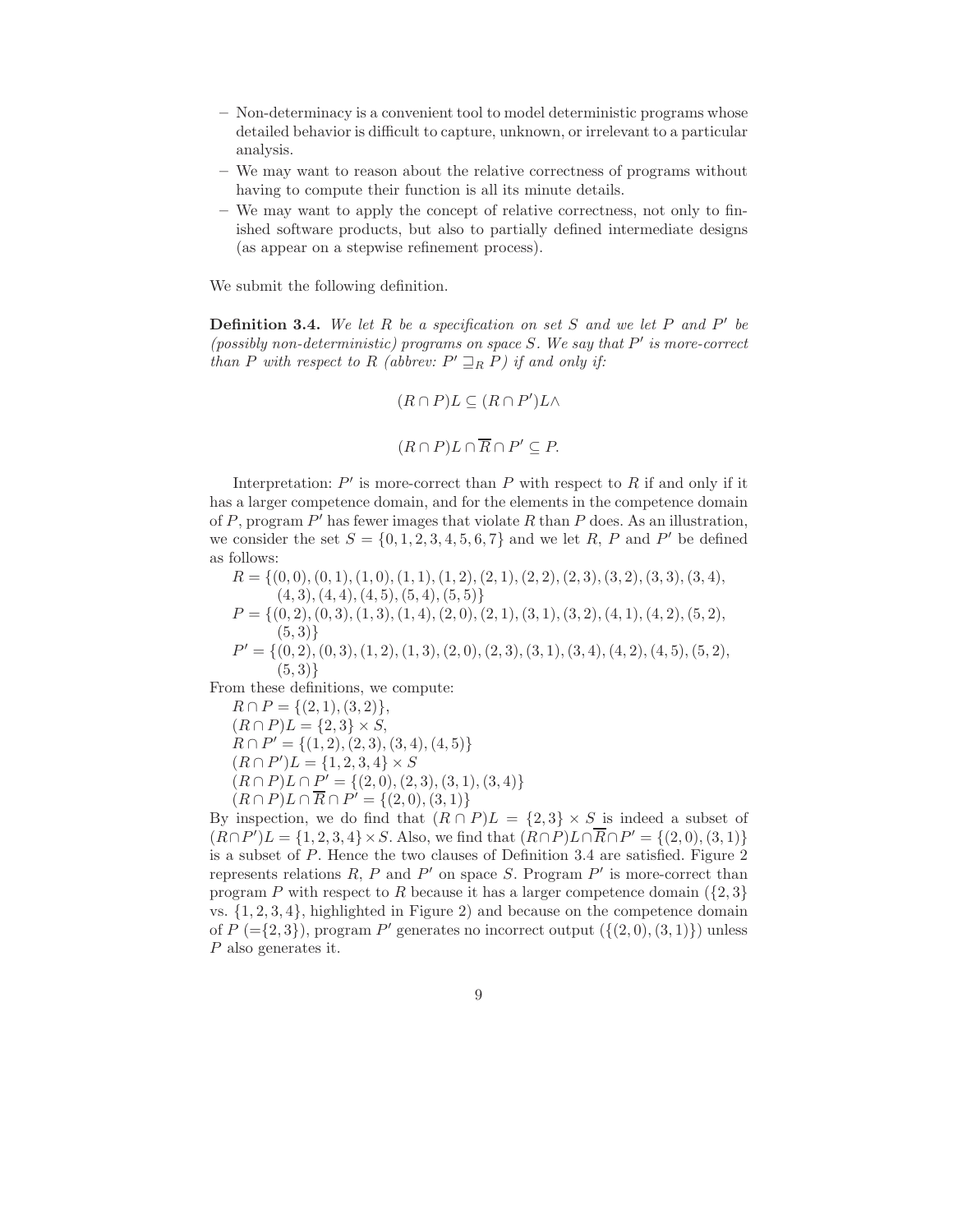- Non-determinacy is a convenient tool to model deterministic programs whose detailed behavior is difficult to capture, unknown, or irrelevant to a particular analysis.
- We may want to reason about the relative correctness of programs without having to compute their function is all its minute details.
- We may want to apply the concept of relative correctness, not only to finished software products, but also to partially defined intermediate designs (as appear on a stepwise refinement process).

We submit the following definition.

**Definition 3.4.** *We let $R$ be a specification on set $S$ and we let $P$ and $P'$ be (possibly non-deterministic) programs on space $S$. We say that $P'$ is more-correct than $P$ with respect to $R$ (abbrev: $P' \sqsupseteq_R P$) if and only if:*

$$(R \cap P)L \subseteq (R \cap P')L \wedge$$

$$(R \cap P)L \cap \overline{R} \cap P' \subseteq P.$$

Interpretation: $P'$ is more-correct than $P$ with respect to $R$ if and only if it has a larger competence domain, and for the elements in the competence domain of $P$, program $P'$ has fewer images that violate $R$ than $P$ does. As an illustration, we consider the set $S = \{0, 1, 2, 3, 4, 5, 6, 7\}$ and we let $R$, $P$ and $P'$ be defined as follows:

$R = \{(0,0),(0,1),(1,0),(1,1),(1,2),(2,1),(2,2),(2,3),(3,2),(3,3),(3,4),$
$(4,3),(4,4),(4,5),(5,4),(5,5)\}$

$P = \{(0,2),(0,3),(1,3),(1,4),(2,0),(2,1),(3,1),(3,2),(4,1),(4,2),(5,2),$
$(5,3)\}$

$P' = \{(0,2),(0,3),(1,2),(1,3),(2,0),(2,3),(3,1),(3,4),(4,2),(4,5),(5,2),$
$(5,3)\}$

From these definitions, we compute:

$R \cap P = \{(2,1),(3,2)\}$,
$(R \cap P)L = \{2,3\} \times S$,
$R \cap P' = \{(1,2),(2,3),(3,4),(4,5)\}$
$(R \cap P')L = \{1,2,3,4\} \times S$
$(R \cap P)L \cap P' = \{(2,0),(2,3),(3,1),(3,4)\}$
$(R \cap P)L \cap \overline{R} \cap P' = \{(2,0),(3,1)\}$

By inspection, we do find that $(R \cap P)L = \{2,3\} \times S$ is indeed a subset of $(R \cap P')L = \{1,2,3,4\} \times S$. Also, we find that $(R \cap P)L \cap \overline{R} \cap P' = \{(2,0),(3,1)\}$ is a subset of $P$. Hence the two clauses of Definition 3.4 are satisfied. Figure 2 represents relations $R$, $P$ and $P'$ on space $S$. Program $P'$ is more-correct than program $P$ with respect to $R$ because it has a larger competence domain ($\{2,3\}$ vs. $\{1,2,3,4\}$, highlighted in Figure 2) and because on the competence domain of $P$ ($=\{2,3\}$), program $P'$ generates no incorrect output ($\{(2,0),(3,1)\}$) unless $P$ also generates it.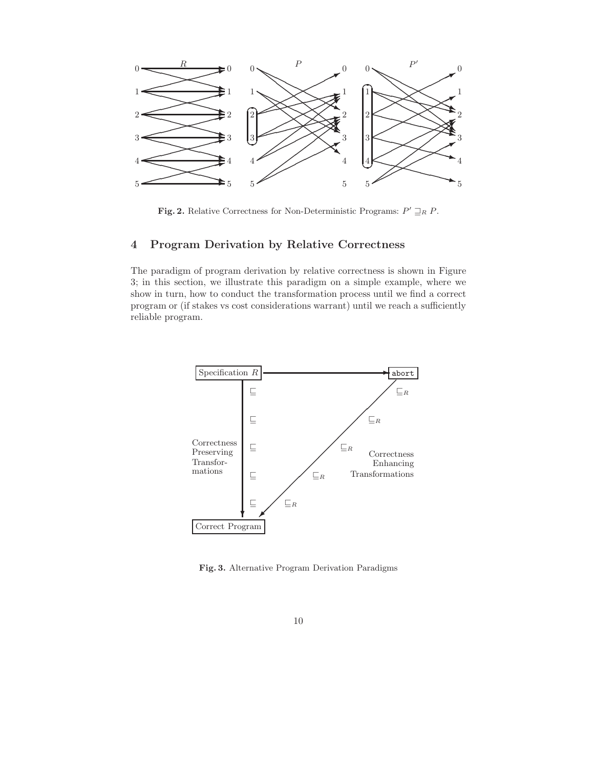**Fig. 2.** Relative Correctness for Non-Deterministic Programs: $P' \sqsupseteq_R P$.

## 4 Program Derivation by Relative Correctness

The paradigm of program derivation by relative correctness is shown in Figure 3; in this section, we illustrate this paradigm on a simple example, where we show in turn, how to conduct the transformation process until we find a correct program or (if stakes vs cost considerations warrant) until we reach a sufficiently reliable program.

**Fig. 3.** Alternative Program Derivation Paradigms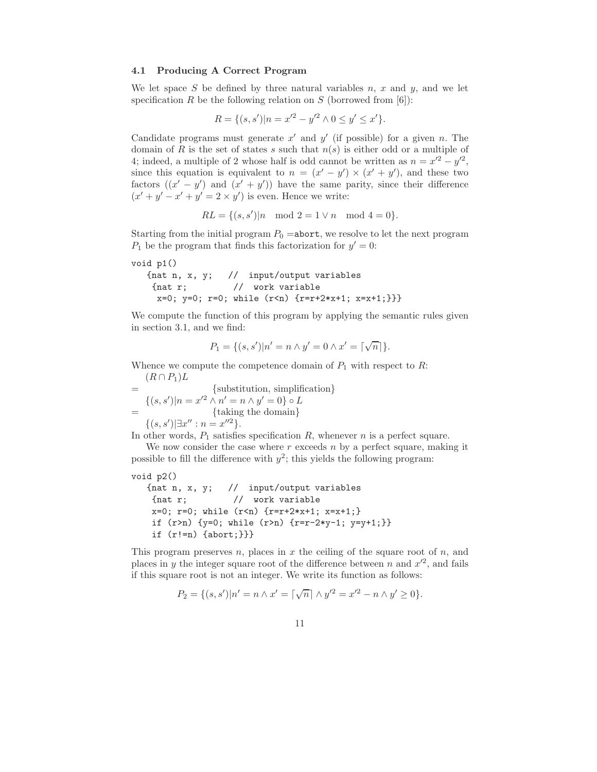### 4.1 Producing A Correct Program

We let space $S$ be defined by three natural variables $n$, $x$ and $y$, and we let specification $R$ be the following relation on $S$ (borrowed from [6]):

$$R = \{(s, s')|n = x'^2 - y'^2 \wedge 0 \leq y' \leq x'\}.$$

Candidate programs must generate $x'$ and $y'$ (if possible) for a given $n$. The domain of $R$ is the set of states $s$ such that $n(s)$ is either odd or a multiple of 4; indeed, a multiple of 2 whose half is odd cannot be written as $n = x'^2 - y'^2$, since this equation is equivalent to $n = (x' - y') \times (x' + y')$, and these two factors ($(x' - y')$ and $(x' + y')$) have the same parity, since their difference $(x' + y' - x' + y' = 2 \times y')$ is even. Hence we write:

$$RL = \{(s, s')|n \mod 2 = 1 \vee n \mod 4 = 0\}.$$

Starting from the initial program $P_0 =$abort, we resolve to let the next program $P_1$ be the program that finds this factorization for $y' = 0$:

```
void p1()
   {nat n, x, y;   //  input/output variables
    {nat r;         //  work variable
     x=0; y=0; r=0; while (r<n) {r=r+2*x+1; x=x+1;}}}
```

We compute the function of this program by applying the semantic rules given in section 3.1, and we find:

$$P_1 = \{(s, s')|n' = n \wedge y' = 0 \wedge x' = \lceil\sqrt{n}\rceil\}.$$

Whence we compute the competence domain of $P_1$ with respect to $R$:

$(R \cap P_1)L$

$=$ {substitution, simplification}

$\{(s, s')|n = x'^2 \wedge n' = n \wedge y' = 0\} \circ L$

$=$ {taking the domain}

$\{(s, s')|\exists x'' : n = x''^2\}$.

In other words, $P_1$ satisfies specification $R$, whenever $n$ is a perfect square.

We now consider the case where $r$ exceeds $n$ by a perfect square, making it possible to fill the difference with $y^2$; this yields the following program:

```
void p2()
   {nat n, x, y;   //  input/output variables
    {nat r;         //  work variable
    x=0; r=0; while (r<n) {r=r+2*x+1; x=x+1;}
    if (r>n) {y=0; while (r>n) {r=r-2*y-1; y=y+1;}}
    if (r!=n) {abort;}}}
```

This program preserves $n$, places in $x$ the ceiling of the square root of $n$, and places in $y$ the integer square root of the difference between $n$ and $x'^2$, and fails if this square root is not an integer. We write its function as follows:

$$P_2 = \{(s, s')|n' = n \wedge x' = \lceil\sqrt{n}\rceil \wedge y'^2 = x'^2 - n \wedge y' \geq 0\}.$$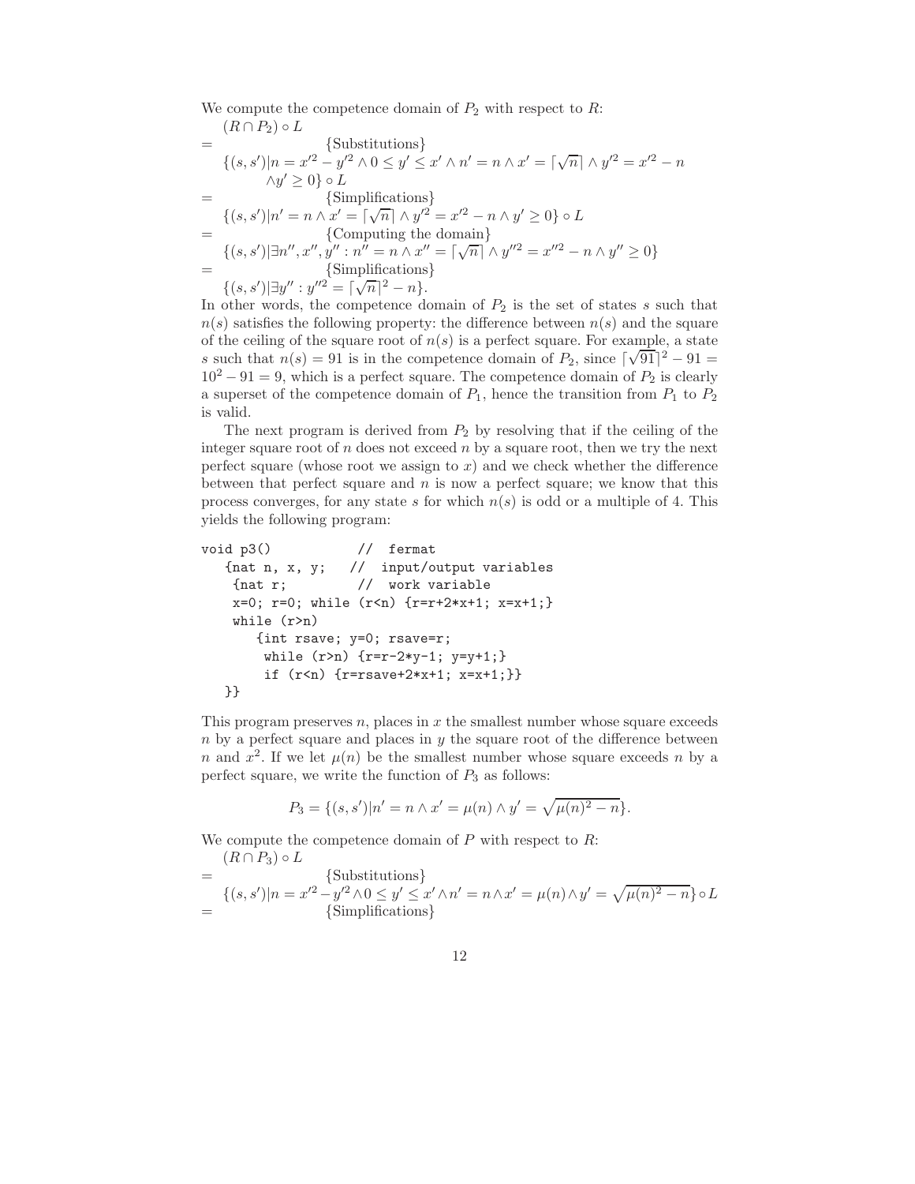We compute the competence domain of $P_2$ with respect to $R$:

$$
\begin{aligned}
& (R \cap P_2) \circ L \\
= & \quad \{\text{Substitutions}\} \\
& \{(s,s') | n = x'^2 - y'^2 \wedge 0 \leq y' \leq x' \wedge n' = n \wedge x' = \lceil \sqrt{n} \rceil \wedge y'^2 = x'^2 - n \\
& \quad \wedge y' \geq 0\} \circ L \\
= & \quad \{\text{Simplifications}\} \\
& \{(s,s') | n' = n \wedge x' = \lceil \sqrt{n} \rceil \wedge y'^2 = x'^2 - n \wedge y' \geq 0\} \circ L \\
= & \quad \{\text{Computing the domain}\} \\
& \{(s,s') | \exists n'', x'', y'' : n'' = n \wedge x'' = \lceil \sqrt{n} \rceil \wedge y''^2 = x''^2 - n \wedge y'' \geq 0\} \\
= & \quad \{\text{Simplifications}\} \\
& \{(s,s') | \exists y'' : y''^2 = \lceil \sqrt{n} \rceil^2 - n\}.
\end{aligned}
$$

In other words, the competence domain of $P_2$ is the set of states $s$ such that $n(s)$ satisfies the following property: the difference between $n(s)$ and the square of the ceiling of the square root of $n(s)$ is a perfect square. For example, a state $s$ such that $n(s) = 91$ is in the competence domain of $P_2$, since $\lceil \sqrt{91} \rceil^2 - 91 = 10^2 - 91 = 9$, which is a perfect square. The competence domain of $P_2$ is clearly a superset of the competence domain of $P_1$, hence the transition from $P_1$ to $P_2$ is valid.

The next program is derived from $P_2$ by resolving that if the ceiling of the integer square root of $n$ does not exceed $n$ by a square root, then we try the next perfect square (whose root we assign to $x$) and we check whether the difference between that perfect square and $n$ is now a perfect square; we know that this process converges, for any state $s$ for which $n(s)$ is odd or a multiple of 4. This yields the following program:

```
void p3()            //  fermat
   {nat n, x, y;   //  input/output variables
    {nat r;         //  work variable
    x=0; r=0; while (r<n) {r=r+2*x+1; x=x+1;}
    while (r>n)
       {int rsave; y=0; rsave=r;
        while (r>n) {r=r-2*y-1; y=y+1;}
        if (r<n) {r=rsave+2*x+1; x=x+1;}}
   }}
```

This program preserves $n$, places in $x$ the smallest number whose square exceeds $n$ by a perfect square and places in $y$ the square root of the difference between $n$ and $x^2$. If we let $\mu(n)$ be the smallest number whose square exceeds $n$ by a perfect square, we write the function of $P_3$ as follows:

$$P_3 = \{(s,s') | n' = n \wedge x' = \mu(n) \wedge y' = \sqrt{\mu(n)^2 - n}\}.$$

We compute the competence domain of $P$ with respect to $R$:

$$
\begin{aligned}
& (R \cap P_3) \circ L \\
= & \quad \{\text{Substitutions}\} \\
& \{(s,s') | n = x'^2 - y'^2 \wedge 0 \leq y' \leq x' \wedge n' = n \wedge x' = \mu(n) \wedge y' = \sqrt{\mu(n)^2 - n}\} \circ L \\
= & \quad \{\text{Simplifications}\}
\end{aligned}
$$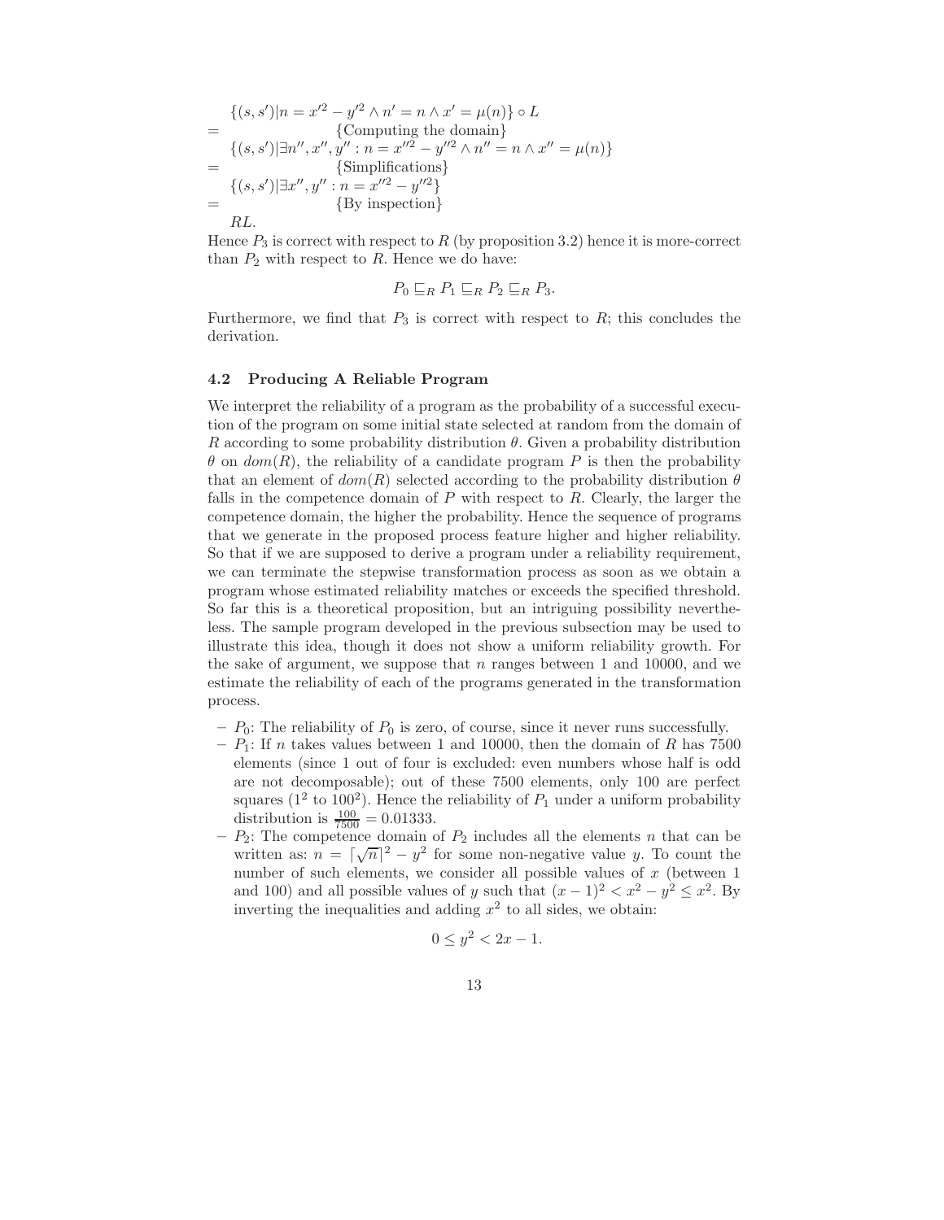$$
\begin{array}{l}
\{(s,s')|n = x'^2 - y'^2 \wedge n' = n \wedge x' = \mu(n)\} \circ L \\
= \qquad\qquad \{\text{Computing the domain}\} \\
\{(s,s')|\exists n'', x'', y'' : n = x''^2 - y''^2 \wedge n'' = n \wedge x'' = \mu(n)\} \\
= \qquad\qquad \{\text{Simplifications}\} \\
\{(s,s')|\exists x'', y'' : n = x''^2 - y''^2\} \\
= \qquad\qquad \{\text{By inspection}\} \\
RL.
\end{array}
$$

Hence $P_3$ is correct with respect to $R$ (by proposition 3.2) hence it is more-correct than $P_2$ with respect to $R$. Hence we do have:

$$P_0 \sqsubseteq_R P_1 \sqsubseteq_R P_2 \sqsubseteq_R P_3.$$

Furthermore, we find that $P_3$ is correct with respect to $R$; this concludes the derivation.

### 4.2 Producing A Reliable Program

We interpret the reliability of a program as the probability of a successful execution of the program on some initial state selected at random from the domain of $R$ according to some probability distribution $\theta$. Given a probability distribution $\theta$ on $dom(R)$, the reliability of a candidate program $P$ is then the probability that an element of $dom(R)$ selected according to the probability distribution $\theta$ falls in the competence domain of $P$ with respect to $R$. Clearly, the larger the competence domain, the higher the probability. Hence the sequence of programs that we generate in the proposed process feature higher and higher reliability. So that if we are supposed to derive a program under a reliability requirement, we can terminate the stepwise transformation process as soon as we obtain a program whose estimated reliability matches or exceeds the specified threshold. So far this is a theoretical proposition, but an intriguing possibility nevertheless. The sample program developed in the previous subsection may be used to illustrate this idea, though it does not show a uniform reliability growth. For the sake of argument, we suppose that $n$ ranges between 1 and 10000, and we estimate the reliability of each of the programs generated in the transformation process.

- $P_0$: The reliability of $P_0$ is zero, of course, since it never runs successfully.
- $P_1$: If $n$ takes values between 1 and 10000, then the domain of $R$ has 7500 elements (since 1 out of four is excluded: even numbers whose half is odd are not decomposable); out of these 7500 elements, only 100 are perfect squares ($1^2$ to $100^2$). Hence the reliability of $P_1$ under a uniform probability distribution is $\frac{100}{7500} = 0.01333$.
- $P_2$: The competence domain of $P_2$ includes all the elements $n$ that can be written as: $n = \lceil\sqrt{n}\rceil^2 - y^2$ for some non-negative value $y$. To count the number of such elements, we consider all possible values of $x$ (between 1 and 100) and all possible values of $y$ such that $(x-1)^2 < x^2 - y^2 \leq x^2$. By inverting the inequalities and adding $x^2$ to all sides, we obtain:

$$0 \leq y^2 < 2x - 1.$$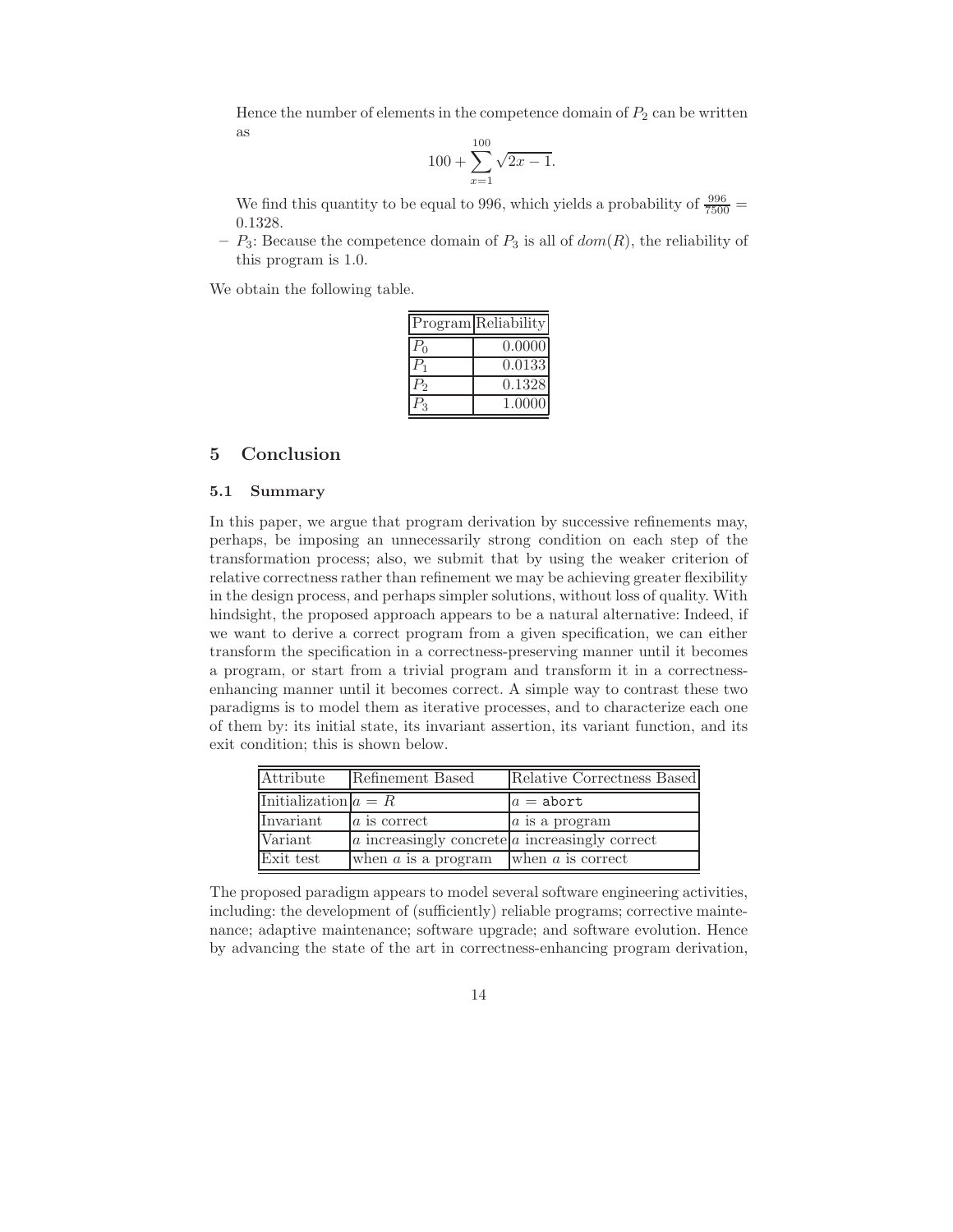Hence the number of elements in the competence domain of $P_2$ can be written as

$$100 + \sum_{x=1}^{100} \sqrt{2x-1}.$$

We find this quantity to be equal to 996, which yields a probability of $\frac{996}{7500} = 0.1328$.

- $P_3$: Because the competence domain of $P_3$ is all of $dom(R)$, the reliability of this program is 1.0.

We obtain the following table.

| Program | Reliability |
|---|---|
| $P_0$ | 0.0000 |
| $P_1$ | 0.0133 |
| $P_2$ | 0.1328 |
| $P_3$ | 1.0000 |

## 5 Conclusion

### 5.1 Summary

In this paper, we argue that program derivation by successive refinements may, perhaps, be imposing an unnecessarily strong condition on each step of the transformation process; also, we submit that by using the weaker criterion of relative correctness rather than refinement we may be achieving greater flexibility in the design process, and perhaps simpler solutions, without loss of quality. With hindsight, the proposed approach appears to be a natural alternative: Indeed, if we want to derive a correct program from a given specification, we can either transform the specification in a correctness-preserving manner until it becomes a program, or start from a trivial program and transform it in a correctness-enhancing manner until it becomes correct. A simple way to contrast these two paradigms is to model them as iterative processes, and to characterize each one of them by: its initial state, its invariant assertion, its variant function, and its exit condition; this is shown below.

| Attribute | Refinement Based | Relative Correctness Based |
|---|---|---|
| Initialization | $a = R$ | $a =$ `abort` |
| Invariant | $a$ is correct | $a$ is a program |
| Variant | $a$ increasingly concrete | $a$ increasingly correct |
| Exit test | when $a$ is a program | when $a$ is correct |

The proposed paradigm appears to model several software engineering activities, including: the development of (sufficiently) reliable programs; corrective maintenance; adaptive maintenance; software upgrade; and software evolution. Hence by advancing the state of the art in correctness-enhancing program derivation,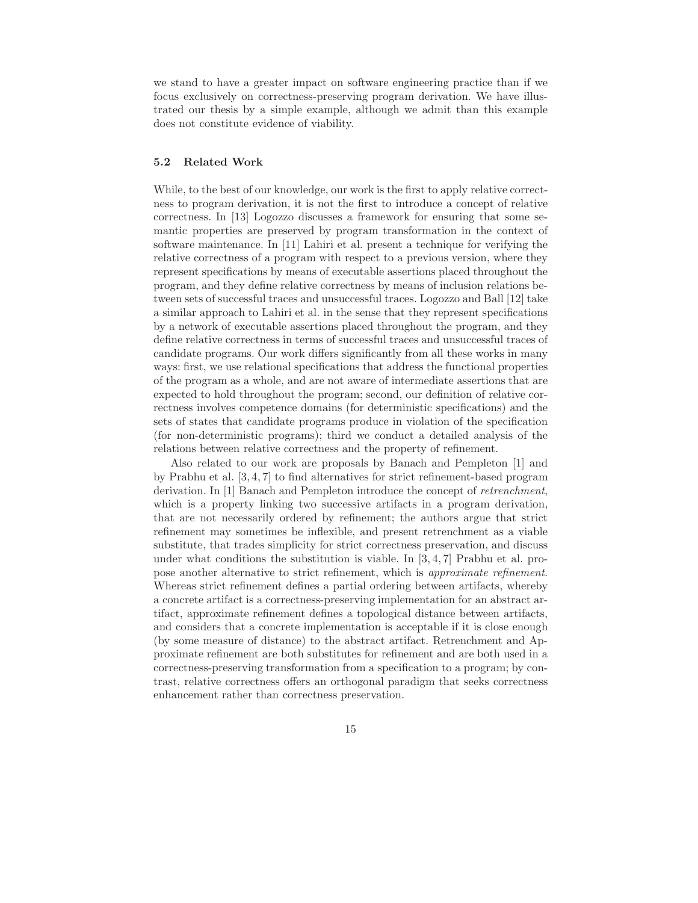we stand to have a greater impact on software engineering practice than if we focus exclusively on correctness-preserving program derivation. We have illustrated our thesis by a simple example, although we admit than this example does not constitute evidence of viability.

### 5.2 Related Work

While, to the best of our knowledge, our work is the first to apply relative correctness to program derivation, it is not the first to introduce a concept of relative correctness. In [13] Logozzo discusses a framework for ensuring that some semantic properties are preserved by program transformation in the context of software maintenance. In [11] Lahiri et al. present a technique for verifying the relative correctness of a program with respect to a previous version, where they represent specifications by means of executable assertions placed throughout the program, and they define relative correctness by means of inclusion relations between sets of successful traces and unsuccessful traces. Logozzo and Ball [12] take a similar approach to Lahiri et al. in the sense that they represent specifications by a network of executable assertions placed throughout the program, and they define relative correctness in terms of successful traces and unsuccessful traces of candidate programs. Our work differs significantly from all these works in many ways: first, we use relational specifications that address the functional properties of the program as a whole, and are not aware of intermediate assertions that are expected to hold throughout the program; second, our definition of relative correctness involves competence domains (for deterministic specifications) and the sets of states that candidate programs produce in violation of the specification (for non-deterministic programs); third we conduct a detailed analysis of the relations between relative correctness and the property of refinement.

Also related to our work are proposals by Banach and Pempleton [1] and by Prabhu et al. [3, 4, 7] to find alternatives for strict refinement-based program derivation. In [1] Banach and Pempleton introduce the concept of *retrenchment*, which is a property linking two successive artifacts in a program derivation, that are not necessarily ordered by refinement; the authors argue that strict refinement may sometimes be inflexible, and present retrenchment as a viable substitute, that trades simplicity for strict correctness preservation, and discuss under what conditions the substitution is viable. In [3, 4, 7] Prabhu et al. propose another alternative to strict refinement, which is *approximate refinement*. Whereas strict refinement defines a partial ordering between artifacts, whereby a concrete artifact is a correctness-preserving implementation for an abstract artifact, approximate refinement defines a topological distance between artifacts, and considers that a concrete implementation is acceptable if it is close enough (by some measure of distance) to the abstract artifact. Retrenchment and Approximate refinement are both substitutes for refinement and are both used in a correctness-preserving transformation from a specification to a program; by contrast, relative correctness offers an orthogonal paradigm that seeks correctness enhancement rather than correctness preservation.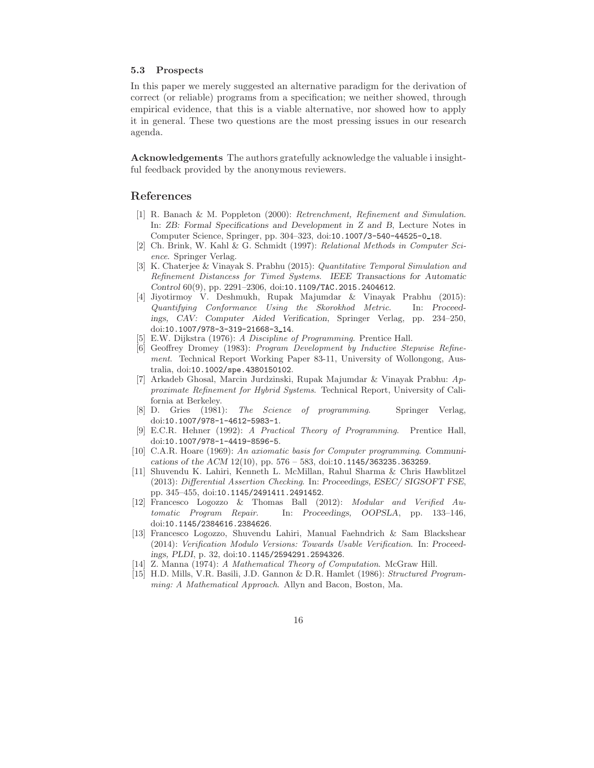### 5.3 Prospects

In this paper we merely suggested an alternative paradigm for the derivation of correct (or reliable) programs from a specification; we neither showed, through empirical evidence, that this is a viable alternative, nor showed how to apply it in general. These two questions are the most pressing issues in our research agenda.

**Acknowledgements** The authors gratefully acknowledge the valuable i insightful feedback provided by the anonymous reviewers.

## References

[1] R. Banach & M. Poppleton (2000): *Retrenchment, Refinement and Simulation*. In: *ZB: Formal Specifications and Development in Z and B*, Lecture Notes in Computer Science, Springer, pp. 304–323, doi:10.1007/3-540-44525-0_18.

[2] Ch. Brink, W. Kahl & G. Schmidt (1997): *Relational Methods in Computer Science*. Springer Verlag.

[3] K. Chaterjee & Vinayak S. Prabhu (2015): *Quantitative Temporal Simulation and Refinement Distancess for Timed Systems*. *IEEE Transactions for Automatic Control* 60(9), pp. 2291–2306, doi:10.1109/TAC.2015.2404612.

[4] Jiyotirmoy V. Deshmukh, Rupak Majumdar & Vinayak Prabhu (2015): *Quantifying Conformance Using the Skorokhod Metric*. In: *Proceedings, CAV: Computer Aided Verification*, Springer Verlag, pp. 234–250, doi:10.1007/978-3-319-21668-3_14.

[5] E.W. Dijkstra (1976): *A Discipline of Programming*. Prentice Hall.

[6] Geoffrey Dromey (1983): *Program Development by Inductive Stepwise Refinement*. Technical Report Working Paper 83-11, University of Wollongong, Australia, doi:10.1002/spe.4380150102.

[7] Arkadeb Ghosal, Marcin Jurdzinski, Rupak Majumdar & Vinayak Prabhu: *Approximate Refinement for Hybrid Systems*. Technical Report, University of California at Berkeley.

[8] D. Gries (1981): *The Science of programming*. Springer Verlag, doi:10.1007/978-1-4612-5983-1.

[9] E.C.R. Hehner (1992): *A Practical Theory of Programming*. Prentice Hall, doi:10.1007/978-1-4419-8596-5.

[10] C.A.R. Hoare (1969): *An axiomatic basis for Computer programming*. *Communications of the ACM* 12(10), pp. 576 – 583, doi:10.1145/363235.363259.

[11] Shuvendu K. Lahiri, Kenneth L. McMillan, Rahul Sharma & Chris Hawblitzel (2013): *Differential Assertion Checking*. In: *Proceedings, ESEC/ SIGSOFT FSE*, pp. 345–455, doi:10.1145/2491411.2491452.

[12] Francesco Logozzo & Thomas Ball (2012): *Modular and Verified Automatic Program Repair*. In: *Proceedings, OOPSLA*, pp. 133–146, doi:10.1145/2384616.2384626.

[13] Francesco Logozzo, Shuvendu Lahiri, Manual Faehndrich & Sam Blackshear (2014): *Verification Modulo Versions: Towards Usable Verification*. In: *Proceedings, PLDI*, p. 32, doi:10.1145/2594291.2594326.

[14] Z. Manna (1974): *A Mathematical Theory of Computation*. McGraw Hill.

[15] H.D. Mills, V.R. Basili, J.D. Gannon & D.R. Hamlet (1986): *Structured Programming: A Mathematical Approach*. Allyn and Bacon, Boston, Ma.